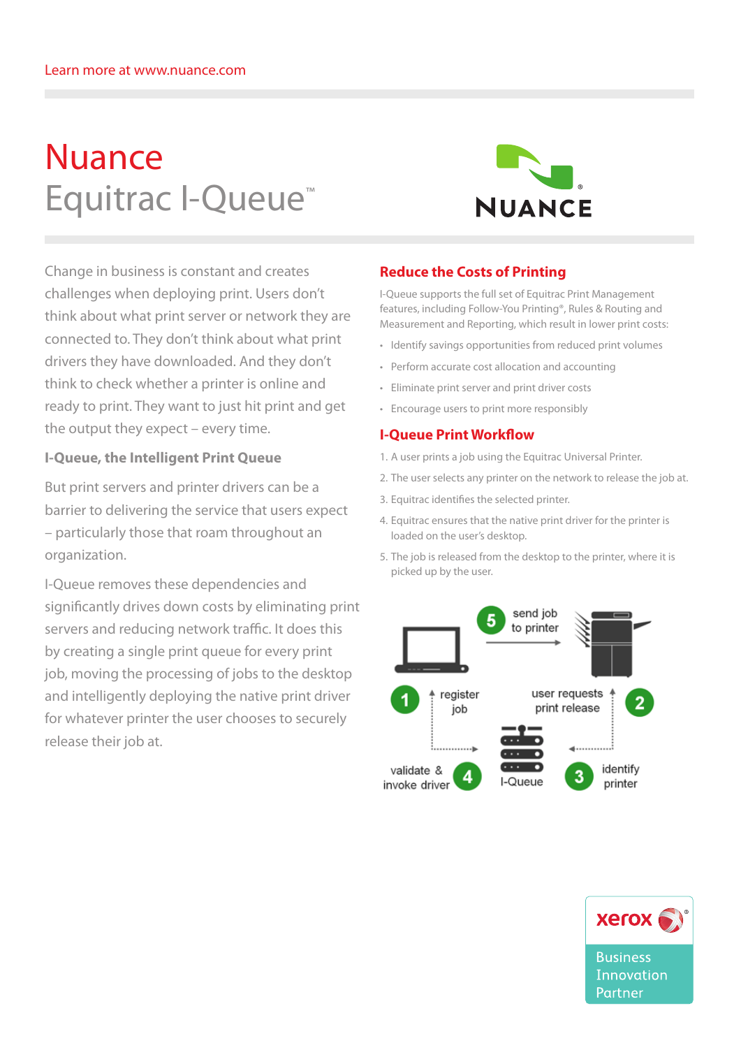Learn more at www.nuance.com

# Nuance
# Equitrac I-Queue™

Change in business is constant and creates challenges when deploying print. Users don't think about what print server or network they are connected to. They don't think about what print drivers they have downloaded. And they don't think to check whether a printer is online and ready to print. They want to just hit print and get the output they expect – every time.

### I-Queue, the Intelligent Print Queue

But print servers and printer drivers can be a barrier to delivering the service that users expect – particularly those that roam throughout an organization.

I-Queue removes these dependencies and significantly drives down costs by eliminating print servers and reducing network traffic. It does this by creating a single print queue for every print job, moving the processing of jobs to the desktop and intelligently deploying the native print driver for whatever printer the user chooses to securely release their job at.

## Reduce the Costs of Printing

I-Queue supports the full set of Equitrac Print Management features, including Follow-You Printing®, Rules & Routing and Measurement and Reporting, which result in lower print costs:

- Identify savings opportunities from reduced print volumes
- Perform accurate cost allocation and accounting
- Eliminate print server and print driver costs
- Encourage users to print more responsibly

## I-Queue Print Workflow

1. A user prints a job using the Equitrac Universal Printer.
2. The user selects any printer on the network to release the job at.
3. Equitrac identifies the selected printer.
4. Equitrac ensures that the native print driver for the printer is loaded on the user's desktop.
5. The job is released from the desktop to the printer, where it is picked up by the user.

1 register job · 2 user requests print release · 3 identify printer · 4 validate & invoke driver · 5 send job to printer · I-Queue

xerox® Business Innovation Partner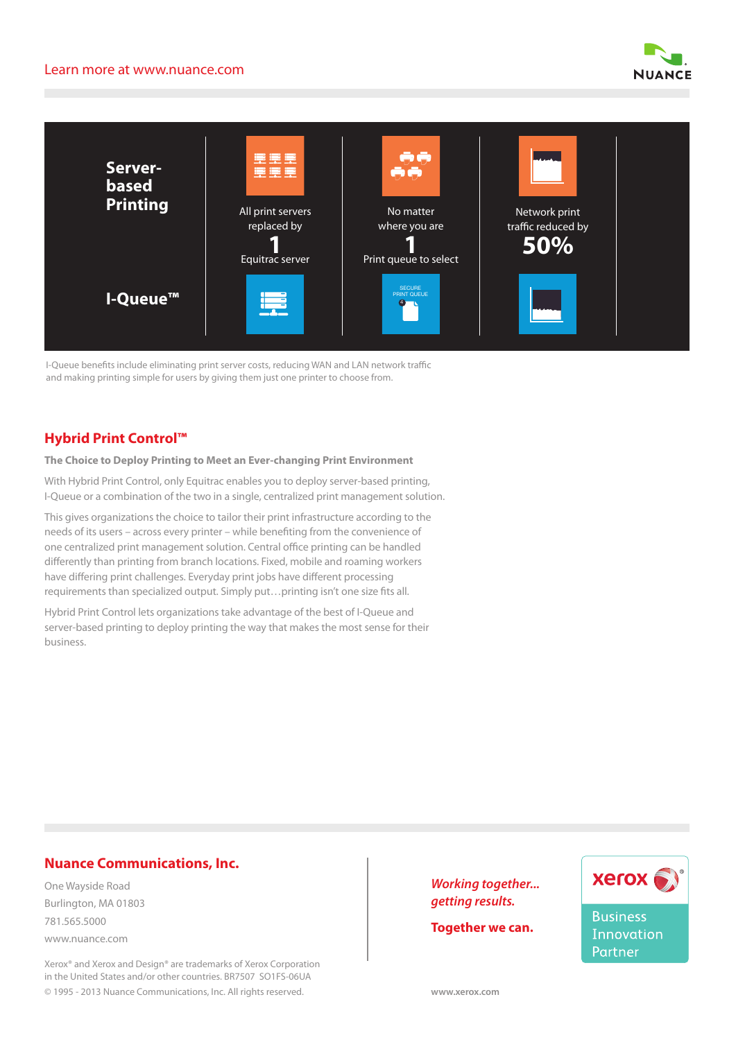Learn more at www.nuance.com

**Server-based Printing**

All print servers replaced by

**1**

Equitrac server

No matter where you are

**1**

Print queue to select

Network print traffic reduced by

**50%**

**I-Queue™**

SECURE PRINT QUEUE

I-Queue benefits include eliminating print server costs, reducing WAN and LAN network traffic and making printing simple for users by giving them just one printer to choose from.

## Hybrid Print Control™

**The Choice to Deploy Printing to Meet an Ever-changing Print Environment**

With Hybrid Print Control, only Equitrac enables you to deploy server-based printing, I-Queue or a combination of the two in a single, centralized print management solution.

This gives organizations the choice to tailor their print infrastructure according to the needs of its users – across every printer – while benefiting from the convenience of one centralized print management solution. Central office printing can be handled differently than printing from branch locations. Fixed, mobile and roaming workers have differing print challenges. Everyday print jobs have different processing requirements than specialized output. Simply put…printing isn't one size fits all.

Hybrid Print Control lets organizations take advantage of the best of I-Queue and server-based printing to deploy printing the way that makes the most sense for their business.

## Nuance Communications, Inc.

One Wayside Road
Burlington, MA 01803
781.565.5000
www.nuance.com

Xerox® and Xerox and Design® are trademarks of Xerox Corporation in the United States and/or other countries. BR7507 SO1FS-06UA

© 1995 - 2013 Nuance Communications, Inc. All rights reserved.

*Working together... getting results.*

**Together we can.**

xerox®

Business Innovation Partner

www.xerox.com